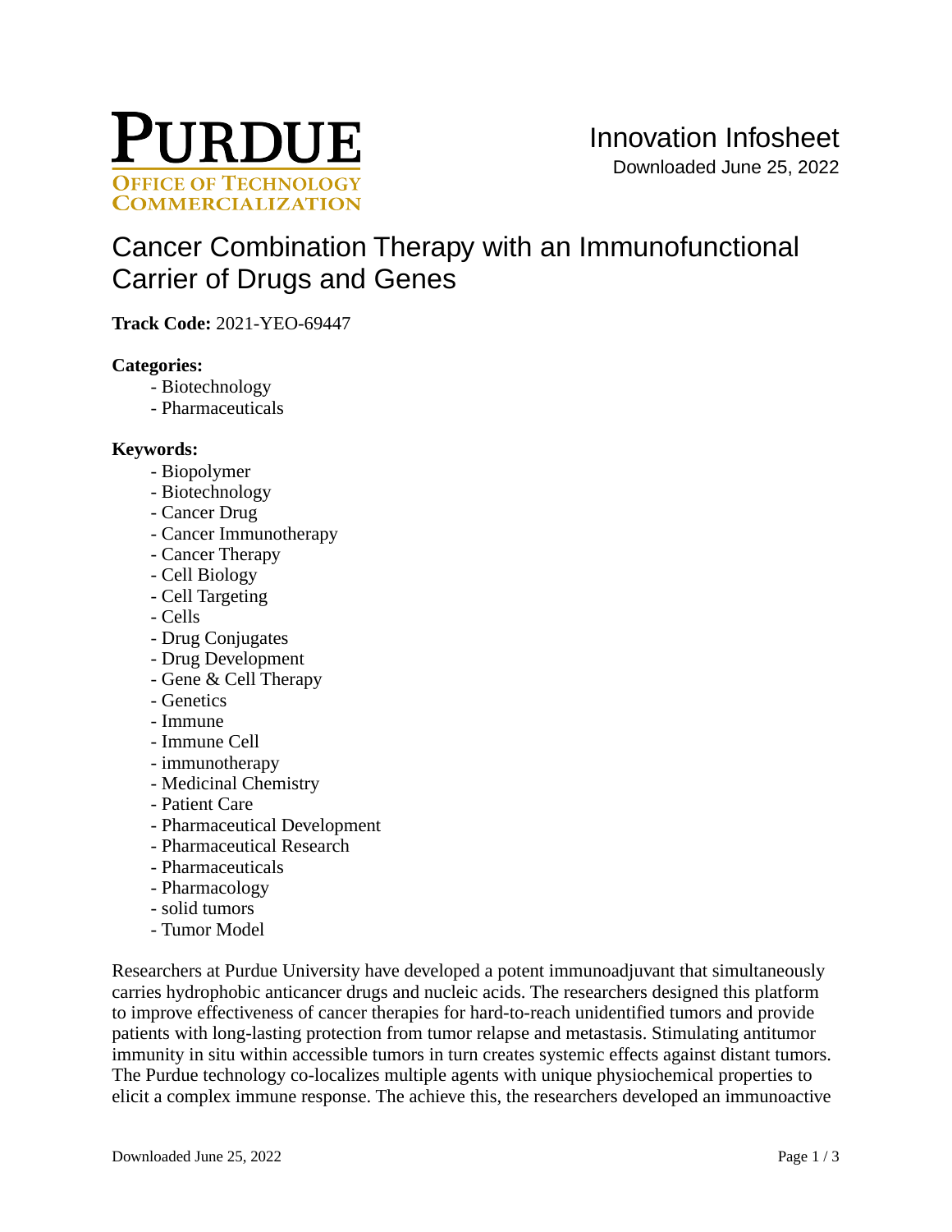PURDUE
OFFICE OF TECHNOLOGY COMMERCIALIZATION

Innovation Infosheet
Downloaded June 25, 2022

# Cancer Combination Therapy with an Immunofunctional Carrier of Drugs and Genes

**Track Code:** 2021-YEO-69447

**Categories:**

- Biotechnology
- Pharmaceuticals

**Keywords:**

- Biopolymer
- Biotechnology
- Cancer Drug
- Cancer Immunotherapy
- Cancer Therapy
- Cell Biology
- Cell Targeting
- Cells
- Drug Conjugates
- Drug Development
- Gene & Cell Therapy
- Genetics
- Immune
- Immune Cell
- immunotherapy
- Medicinal Chemistry
- Patient Care
- Pharmaceutical Development
- Pharmaceutical Research
- Pharmaceuticals
- Pharmacology
- solid tumors
- Tumor Model

Researchers at Purdue University have developed a potent immunoadjuvant that simultaneously carries hydrophobic anticancer drugs and nucleic acids. The researchers designed this platform to improve effectiveness of cancer therapies for hard-to-reach unidentified tumors and provide patients with long-lasting protection from tumor relapse and metastasis. Stimulating antitumor immunity in situ within accessible tumors in turn creates systemic effects against distant tumors. The Purdue technology co-localizes multiple agents with unique physiochemical properties to elicit a complex immune response. The achieve this, the researchers developed an immunoactive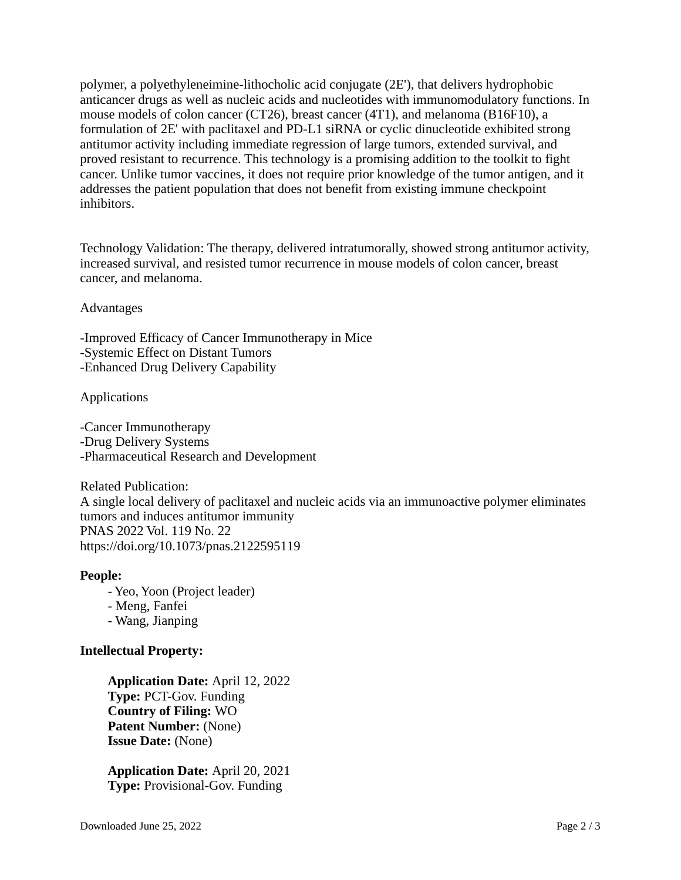polymer, a polyethyleneimine-lithocholic acid conjugate (2E'), that delivers hydrophobic anticancer drugs as well as nucleic acids and nucleotides with immunomodulatory functions. In mouse models of colon cancer (CT26), breast cancer (4T1), and melanoma (B16F10), a formulation of 2E' with paclitaxel and PD-L1 siRNA or cyclic dinucleotide exhibited strong antitumor activity including immediate regression of large tumors, extended survival, and proved resistant to recurrence. This technology is a promising addition to the toolkit to fight cancer. Unlike tumor vaccines, it does not require prior knowledge of the tumor antigen, and it addresses the patient population that does not benefit from existing immune checkpoint inhibitors.

Technology Validation: The therapy, delivered intratumorally, showed strong antitumor activity, increased survival, and resisted tumor recurrence in mouse models of colon cancer, breast cancer, and melanoma.

Advantages

-Improved Efficacy of Cancer Immunotherapy in Mice
-Systemic Effect on Distant Tumors
-Enhanced Drug Delivery Capability

Applications

-Cancer Immunotherapy
-Drug Delivery Systems
-Pharmaceutical Research and Development

Related Publication:
A single local delivery of paclitaxel and nucleic acids via an immunoactive polymer eliminates tumors and induces antitumor immunity
PNAS 2022 Vol. 119 No. 22
https://doi.org/10.1073/pnas.2122595119

**People:**

- Yeo, Yoon (Project leader)
- Meng, Fanfei
- Wang, Jianping

**Intellectual Property:**

**Application Date:** April 12, 2022
**Type:** PCT-Gov. Funding
**Country of Filing:** WO
**Patent Number:** (None)
**Issue Date:** (None)

**Application Date:** April 20, 2021
**Type:** Provisional-Gov. Funding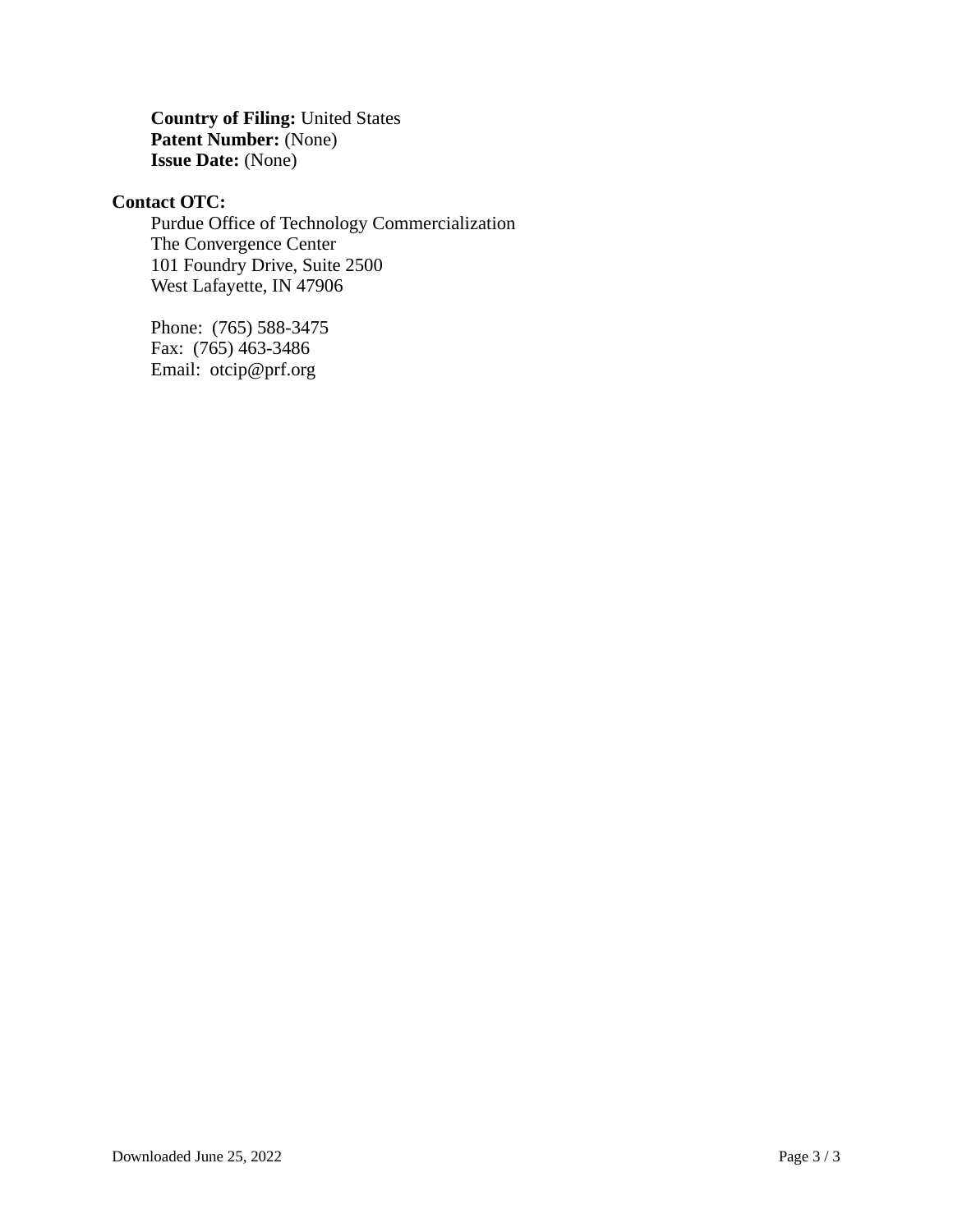**Country of Filing:** United States
**Patent Number:** (None)
**Issue Date:** (None)

**Contact OTC:**

Purdue Office of Technology Commercialization
The Convergence Center
101 Foundry Drive, Suite 2500
West Lafayette, IN 47906

Phone: (765) 588-3475
Fax: (765) 463-3486
Email: otcip@prf.org

Downloaded June 25, 2022